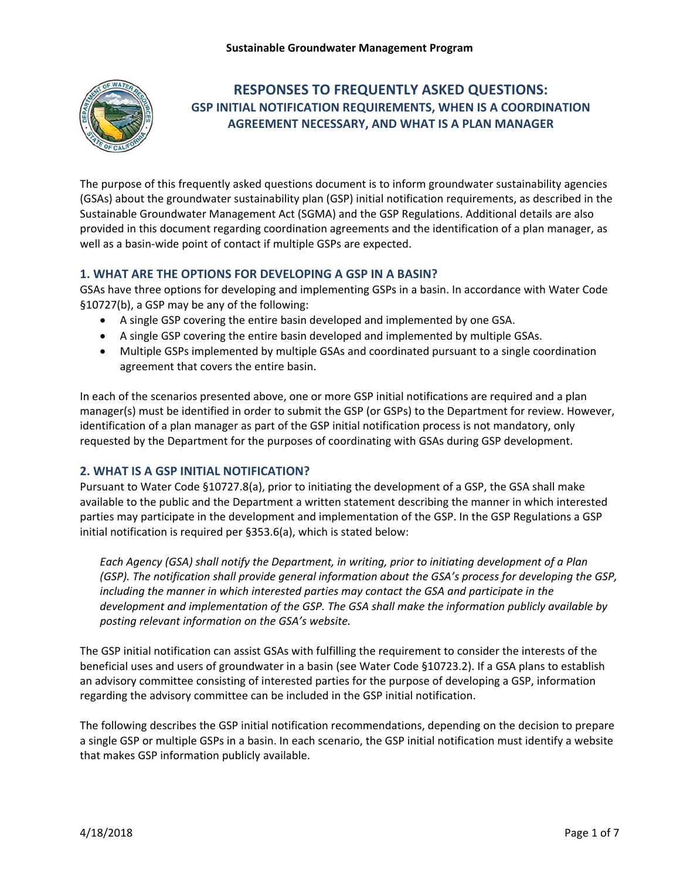**Sustainable Groundwater Management Program**

# RESPONSES TO FREQUENTLY ASKED QUESTIONS: GSP INITIAL NOTIFICATION REQUIREMENTS, WHEN IS A COORDINATION AGREEMENT NECESSARY, AND WHAT IS A PLAN MANAGER

The purpose of this frequently asked questions document is to inform groundwater sustainability agencies (GSAs) about the groundwater sustainability plan (GSP) initial notification requirements, as described in the Sustainable Groundwater Management Act (SGMA) and the GSP Regulations. Additional details are also provided in this document regarding coordination agreements and the identification of a plan manager, as well as a basin-wide point of contact if multiple GSPs are expected.

## 1. WHAT ARE THE OPTIONS FOR DEVELOPING A GSP IN A BASIN?

GSAs have three options for developing and implementing GSPs in a basin. In accordance with Water Code §10727(b), a GSP may be any of the following:

- A single GSP covering the entire basin developed and implemented by one GSA.
- A single GSP covering the entire basin developed and implemented by multiple GSAs.
- Multiple GSPs implemented by multiple GSAs and coordinated pursuant to a single coordination agreement that covers the entire basin.

In each of the scenarios presented above, one or more GSP initial notifications are required and a plan manager(s) must be identified in order to submit the GSP (or GSPs) to the Department for review. However, identification of a plan manager as part of the GSP initial notification process is not mandatory, only requested by the Department for the purposes of coordinating with GSAs during GSP development.

## 2. WHAT IS A GSP INITIAL NOTIFICATION?

Pursuant to Water Code §10727.8(a), prior to initiating the development of a GSP, the GSA shall make available to the public and the Department a written statement describing the manner in which interested parties may participate in the development and implementation of the GSP. In the GSP Regulations a GSP initial notification is required per §353.6(a), which is stated below:

> *Each Agency (GSA) shall notify the Department, in writing, prior to initiating development of a Plan (GSP). The notification shall provide general information about the GSA's process for developing the GSP, including the manner in which interested parties may contact the GSA and participate in the development and implementation of the GSP. The GSA shall make the information publicly available by posting relevant information on the GSA's website.*

The GSP initial notification can assist GSAs with fulfilling the requirement to consider the interests of the beneficial uses and users of groundwater in a basin (see Water Code §10723.2). If a GSA plans to establish an advisory committee consisting of interested parties for the purpose of developing a GSP, information regarding the advisory committee can be included in the GSP initial notification.

The following describes the GSP initial notification recommendations, depending on the decision to prepare a single GSP or multiple GSPs in a basin. In each scenario, the GSP initial notification must identify a website that makes GSP information publicly available.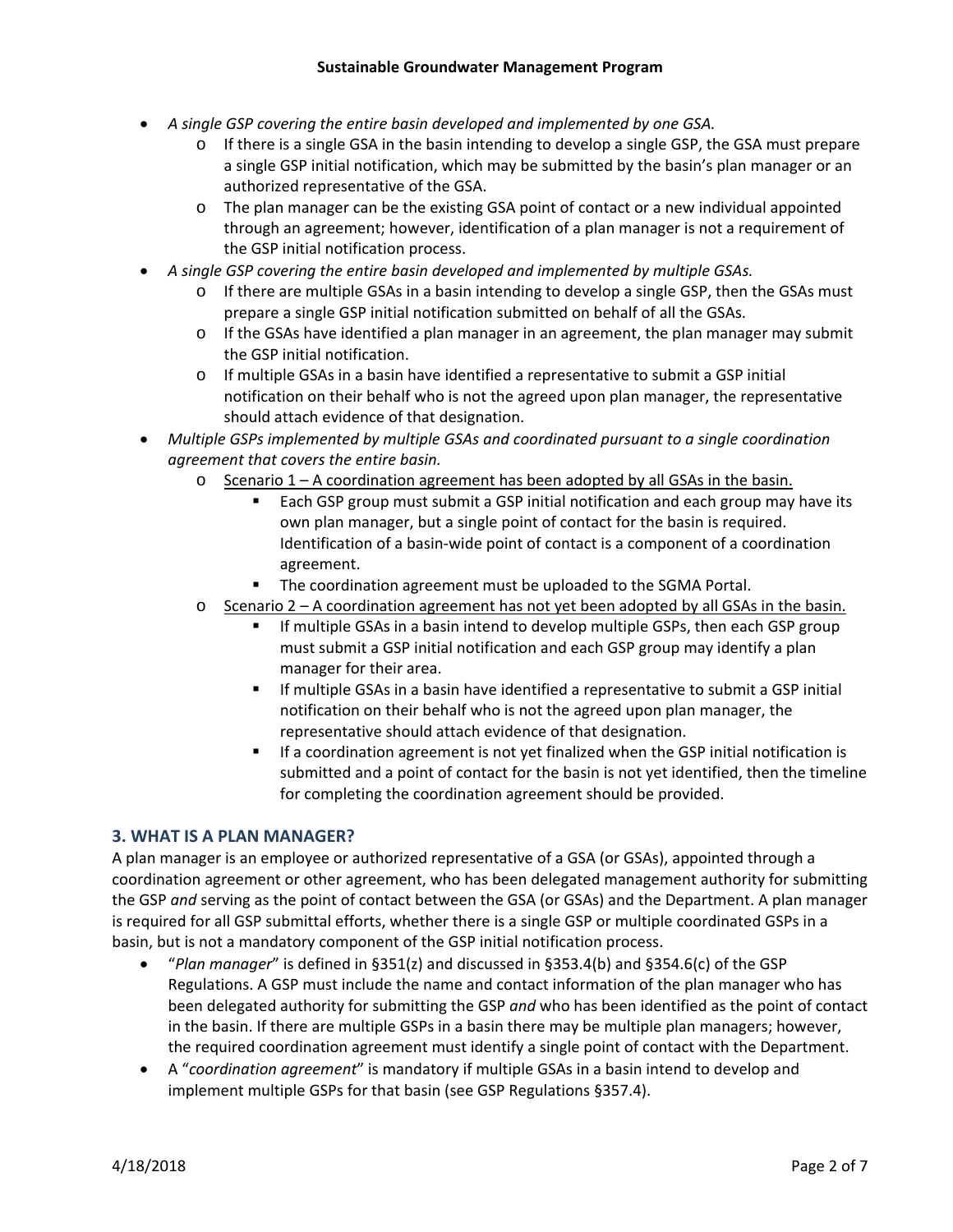- *A single GSP covering the entire basin developed and implemented by one GSA.*
  - If there is a single GSA in the basin intending to develop a single GSP, the GSA must prepare a single GSP initial notification, which may be submitted by the basin's plan manager or an authorized representative of the GSA.
  - The plan manager can be the existing GSA point of contact or a new individual appointed through an agreement; however, identification of a plan manager is not a requirement of the GSP initial notification process.
- *A single GSP covering the entire basin developed and implemented by multiple GSAs.*
  - If there are multiple GSAs in a basin intending to develop a single GSP, then the GSAs must prepare a single GSP initial notification submitted on behalf of all the GSAs.
  - If the GSAs have identified a plan manager in an agreement, the plan manager may submit the GSP initial notification.
  - If multiple GSAs in a basin have identified a representative to submit a GSP initial notification on their behalf who is not the agreed upon plan manager, the representative should attach evidence of that designation.
- *Multiple GSPs implemented by multiple GSAs and coordinated pursuant to a single coordination agreement that covers the entire basin.*
  - <u>Scenario 1 – A coordination agreement has been adopted by all GSAs in the basin.</u>
    - Each GSP group must submit a GSP initial notification and each group may have its own plan manager, but a single point of contact for the basin is required. Identification of a basin-wide point of contact is a component of a coordination agreement.
    - The coordination agreement must be uploaded to the SGMA Portal.
  - <u>Scenario 2 – A coordination agreement has not yet been adopted by all GSAs in the basin.</u>
    - If multiple GSAs in a basin intend to develop multiple GSPs, then each GSP group must submit a GSP initial notification and each GSP group may identify a plan manager for their area.
    - If multiple GSAs in a basin have identified a representative to submit a GSP initial notification on their behalf who is not the agreed upon plan manager, the representative should attach evidence of that designation.
    - If a coordination agreement is not yet finalized when the GSP initial notification is submitted and a point of contact for the basin is not yet identified, then the timeline for completing the coordination agreement should be provided.

## 3. WHAT IS A PLAN MANAGER?

A plan manager is an employee or authorized representative of a GSA (or GSAs), appointed through a coordination agreement or other agreement, who has been delegated management authority for submitting the GSP *and* serving as the point of contact between the GSA (or GSAs) and the Department. A plan manager is required for all GSP submittal efforts, whether there is a single GSP or multiple coordinated GSPs in a basin, but is not a mandatory component of the GSP initial notification process.

- "*Plan manager*" is defined in §351(z) and discussed in §353.4(b) and §354.6(c) of the GSP Regulations. A GSP must include the name and contact information of the plan manager who has been delegated authority for submitting the GSP *and* who has been identified as the point of contact in the basin. If there are multiple GSPs in a basin there may be multiple plan managers; however, the required coordination agreement must identify a single point of contact with the Department.
- A "*coordination agreement*" is mandatory if multiple GSAs in a basin intend to develop and implement multiple GSPs for that basin (see GSP Regulations §357.4).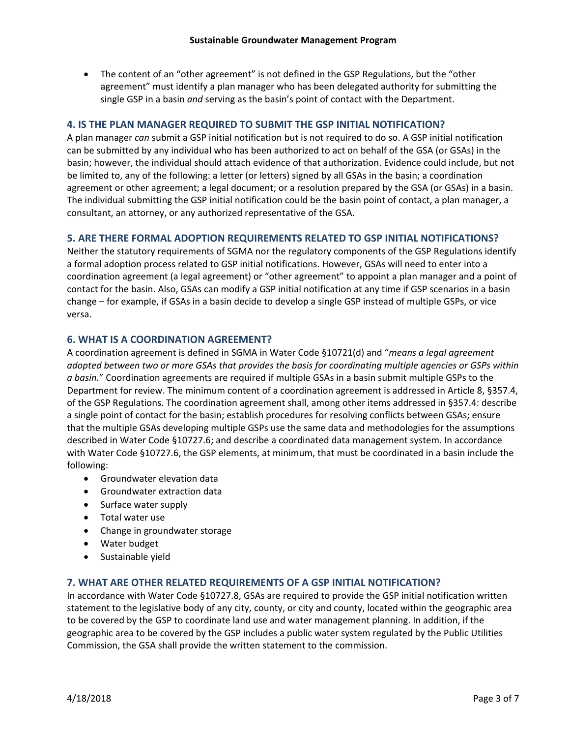- The content of an "other agreement" is not defined in the GSP Regulations, but the "other agreement" must identify a plan manager who has been delegated authority for submitting the single GSP in a basin *and* serving as the basin's point of contact with the Department.

### 4. IS THE PLAN MANAGER REQUIRED TO SUBMIT THE GSP INITIAL NOTIFICATION?

A plan manager *can* submit a GSP initial notification but is not required to do so. A GSP initial notification can be submitted by any individual who has been authorized to act on behalf of the GSA (or GSAs) in the basin; however, the individual should attach evidence of that authorization. Evidence could include, but not be limited to, any of the following: a letter (or letters) signed by all GSAs in the basin; a coordination agreement or other agreement; a legal document; or a resolution prepared by the GSA (or GSAs) in a basin. The individual submitting the GSP initial notification could be the basin point of contact, a plan manager, a consultant, an attorney, or any authorized representative of the GSA.

### 5. ARE THERE FORMAL ADOPTION REQUIREMENTS RELATED TO GSP INITIAL NOTIFICATIONS?

Neither the statutory requirements of SGMA nor the regulatory components of the GSP Regulations identify a formal adoption process related to GSP initial notifications. However, GSAs will need to enter into a coordination agreement (a legal agreement) or "other agreement" to appoint a plan manager and a point of contact for the basin. Also, GSAs can modify a GSP initial notification at any time if GSP scenarios in a basin change – for example, if GSAs in a basin decide to develop a single GSP instead of multiple GSPs, or vice versa.

### 6. WHAT IS A COORDINATION AGREEMENT?

A coordination agreement is defined in SGMA in Water Code §10721(d) and "*means a legal agreement adopted between two or more GSAs that provides the basis for coordinating multiple agencies or GSPs within a basin.*" Coordination agreements are required if multiple GSAs in a basin submit multiple GSPs to the Department for review. The minimum content of a coordination agreement is addressed in Article 8, §357.4, of the GSP Regulations. The coordination agreement shall, among other items addressed in §357.4: describe a single point of contact for the basin; establish procedures for resolving conflicts between GSAs; ensure that the multiple GSAs developing multiple GSPs use the same data and methodologies for the assumptions described in Water Code §10727.6; and describe a coordinated data management system. In accordance with Water Code §10727.6, the GSP elements, at minimum, that must be coordinated in a basin include the following:

- Groundwater elevation data
- Groundwater extraction data
- Surface water supply
- Total water use
- Change in groundwater storage
- Water budget
- Sustainable yield

### 7. WHAT ARE OTHER RELATED REQUIREMENTS OF A GSP INITIAL NOTIFICATION?

In accordance with Water Code §10727.8, GSAs are required to provide the GSP initial notification written statement to the legislative body of any city, county, or city and county, located within the geographic area to be covered by the GSP to coordinate land use and water management planning. In addition, if the geographic area to be covered by the GSP includes a public water system regulated by the Public Utilities Commission, the GSA shall provide the written statement to the commission.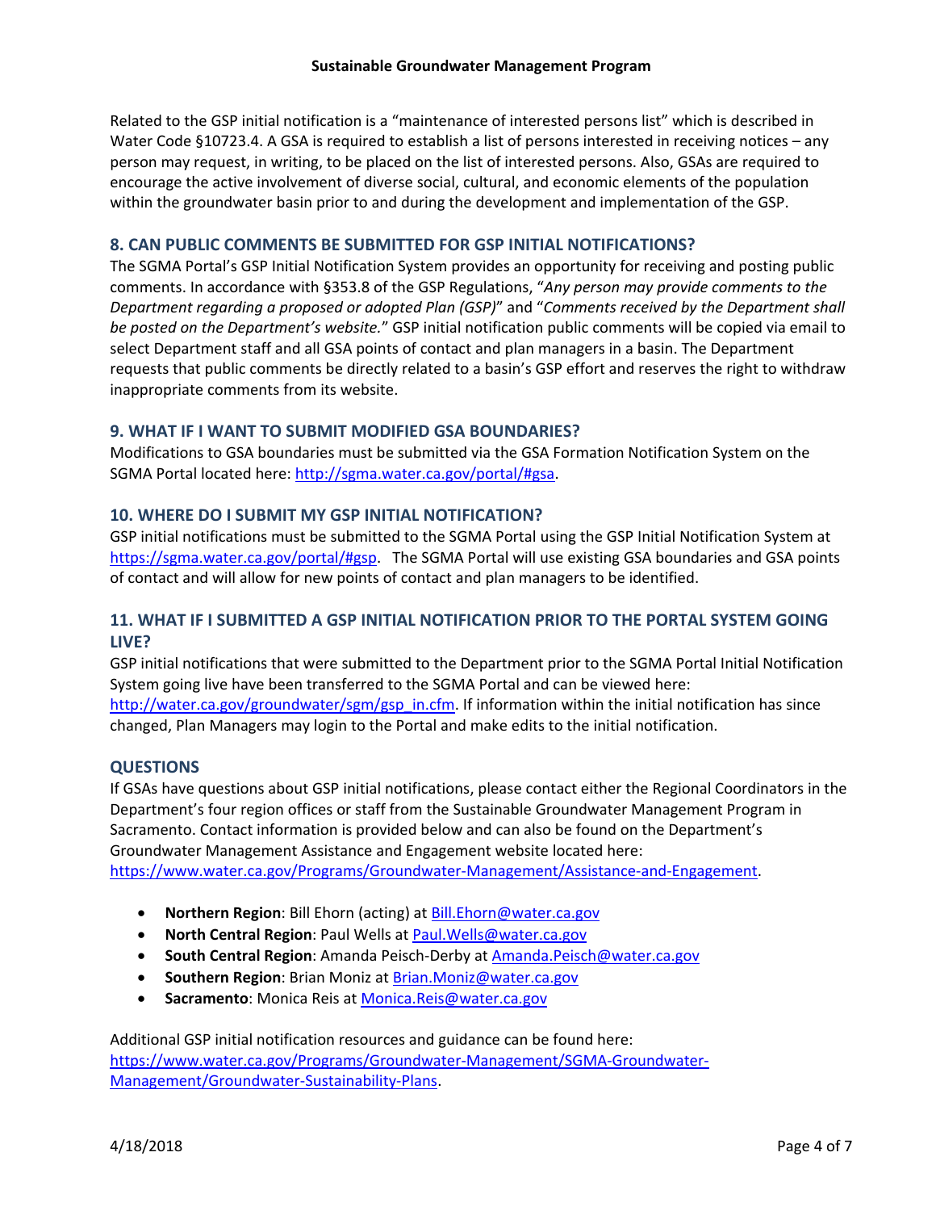Related to the GSP initial notification is a "maintenance of interested persons list" which is described in Water Code §10723.4. A GSA is required to establish a list of persons interested in receiving notices – any person may request, in writing, to be placed on the list of interested persons. Also, GSAs are required to encourage the active involvement of diverse social, cultural, and economic elements of the population within the groundwater basin prior to and during the development and implementation of the GSP.

## 8. CAN PUBLIC COMMENTS BE SUBMITTED FOR GSP INITIAL NOTIFICATIONS?

The SGMA Portal's GSP Initial Notification System provides an opportunity for receiving and posting public comments. In accordance with §353.8 of the GSP Regulations, "*Any person may provide comments to the Department regarding a proposed or adopted Plan (GSP)*" and "*Comments received by the Department shall be posted on the Department's website.*" GSP initial notification public comments will be copied via email to select Department staff and all GSA points of contact and plan managers in a basin. The Department requests that public comments be directly related to a basin's GSP effort and reserves the right to withdraw inappropriate comments from its website.

## 9. WHAT IF I WANT TO SUBMIT MODIFIED GSA BOUNDARIES?

Modifications to GSA boundaries must be submitted via the GSA Formation Notification System on the SGMA Portal located here: [http://sgma.water.ca.gov/portal/#gsa](http://sgma.water.ca.gov/portal/#gsa).

## 10. WHERE DO I SUBMIT MY GSP INITIAL NOTIFICATION?

GSP initial notifications must be submitted to the SGMA Portal using the GSP Initial Notification System at [https://sgma.water.ca.gov/portal/#gsp](https://sgma.water.ca.gov/portal/#gsp). The SGMA Portal will use existing GSA boundaries and GSA points of contact and will allow for new points of contact and plan managers to be identified.

## 11. WHAT IF I SUBMITTED A GSP INITIAL NOTIFICATION PRIOR TO THE PORTAL SYSTEM GOING LIVE?

GSP initial notifications that were submitted to the Department prior to the SGMA Portal Initial Notification System going live have been transferred to the SGMA Portal and can be viewed here: [http://water.ca.gov/groundwater/sgm/gsp_in.cfm](http://water.ca.gov/groundwater/sgm/gsp_in.cfm). If information within the initial notification has since changed, Plan Managers may login to the Portal and make edits to the initial notification.

## QUESTIONS

If GSAs have questions about GSP initial notifications, please contact either the Regional Coordinators in the Department's four region offices or staff from the Sustainable Groundwater Management Program in Sacramento. Contact information is provided below and can also be found on the Department's Groundwater Management Assistance and Engagement website located here: [https://www.water.ca.gov/Programs/Groundwater-Management/Assistance-and-Engagement](https://www.water.ca.gov/Programs/Groundwater-Management/Assistance-and-Engagement).

- **Northern Region**: Bill Ehorn (acting) at [Bill.Ehorn@water.ca.gov](mailto:Bill.Ehorn@water.ca.gov)
- **North Central Region**: Paul Wells at [Paul.Wells@water.ca.gov](mailto:Paul.Wells@water.ca.gov)
- **South Central Region**: Amanda Peisch-Derby at [Amanda.Peisch@water.ca.gov](mailto:Amanda.Peisch@water.ca.gov)
- **Southern Region**: Brian Moniz at [Brian.Moniz@water.ca.gov](mailto:Brian.Moniz@water.ca.gov)
- **Sacramento**: Monica Reis at [Monica.Reis@water.ca.gov](mailto:Monica.Reis@water.ca.gov)

Additional GSP initial notification resources and guidance can be found here: [https://www.water.ca.gov/Programs/Groundwater-Management/SGMA-Groundwater-Management/Groundwater-Sustainability-Plans](https://www.water.ca.gov/Programs/Groundwater-Management/SGMA-Groundwater-Management/Groundwater-Sustainability-Plans).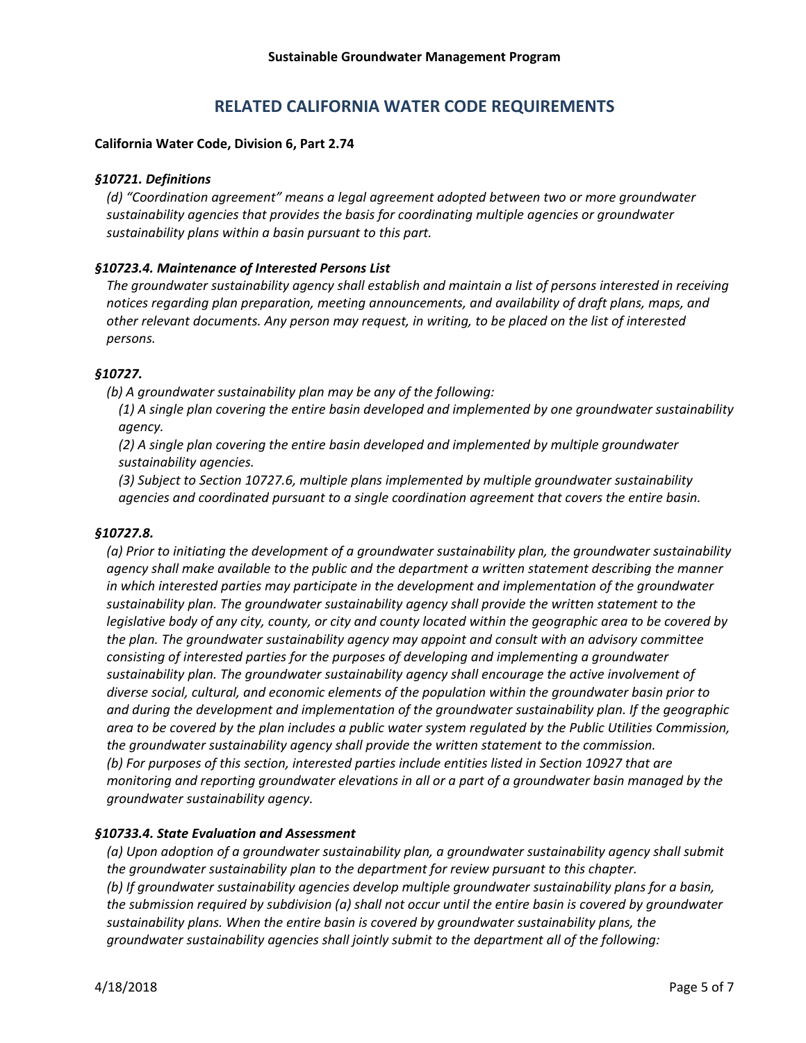# RELATED CALIFORNIA WATER CODE REQUIREMENTS

**California Water Code, Division 6, Part 2.74**

***§10721. Definitions***

*(d) "Coordination agreement" means a legal agreement adopted between two or more groundwater sustainability agencies that provides the basis for coordinating multiple agencies or groundwater sustainability plans within a basin pursuant to this part.*

***§10723.4. Maintenance of Interested Persons List***

*The groundwater sustainability agency shall establish and maintain a list of persons interested in receiving notices regarding plan preparation, meeting announcements, and availability of draft plans, maps, and other relevant documents. Any person may request, in writing, to be placed on the list of interested persons.*

***§10727.***

*(b) A groundwater sustainability plan may be any of the following:*

*(1) A single plan covering the entire basin developed and implemented by one groundwater sustainability agency.*

*(2) A single plan covering the entire basin developed and implemented by multiple groundwater sustainability agencies.*

*(3) Subject to Section 10727.6, multiple plans implemented by multiple groundwater sustainability agencies and coordinated pursuant to a single coordination agreement that covers the entire basin.*

***§10727.8.***

*(a) Prior to initiating the development of a groundwater sustainability plan, the groundwater sustainability agency shall make available to the public and the department a written statement describing the manner in which interested parties may participate in the development and implementation of the groundwater sustainability plan. The groundwater sustainability agency shall provide the written statement to the legislative body of any city, county, or city and county located within the geographic area to be covered by the plan. The groundwater sustainability agency may appoint and consult with an advisory committee consisting of interested parties for the purposes of developing and implementing a groundwater sustainability plan. The groundwater sustainability agency shall encourage the active involvement of diverse social, cultural, and economic elements of the population within the groundwater basin prior to and during the development and implementation of the groundwater sustainability plan. If the geographic area to be covered by the plan includes a public water system regulated by the Public Utilities Commission, the groundwater sustainability agency shall provide the written statement to the commission.*

*(b) For purposes of this section, interested parties include entities listed in Section 10927 that are monitoring and reporting groundwater elevations in all or a part of a groundwater basin managed by the groundwater sustainability agency.*

***§10733.4. State Evaluation and Assessment***

*(a) Upon adoption of a groundwater sustainability plan, a groundwater sustainability agency shall submit the groundwater sustainability plan to the department for review pursuant to this chapter.*

*(b) If groundwater sustainability agencies develop multiple groundwater sustainability plans for a basin, the submission required by subdivision (a) shall not occur until the entire basin is covered by groundwater sustainability plans. When the entire basin is covered by groundwater sustainability plans, the groundwater sustainability agencies shall jointly submit to the department all of the following:*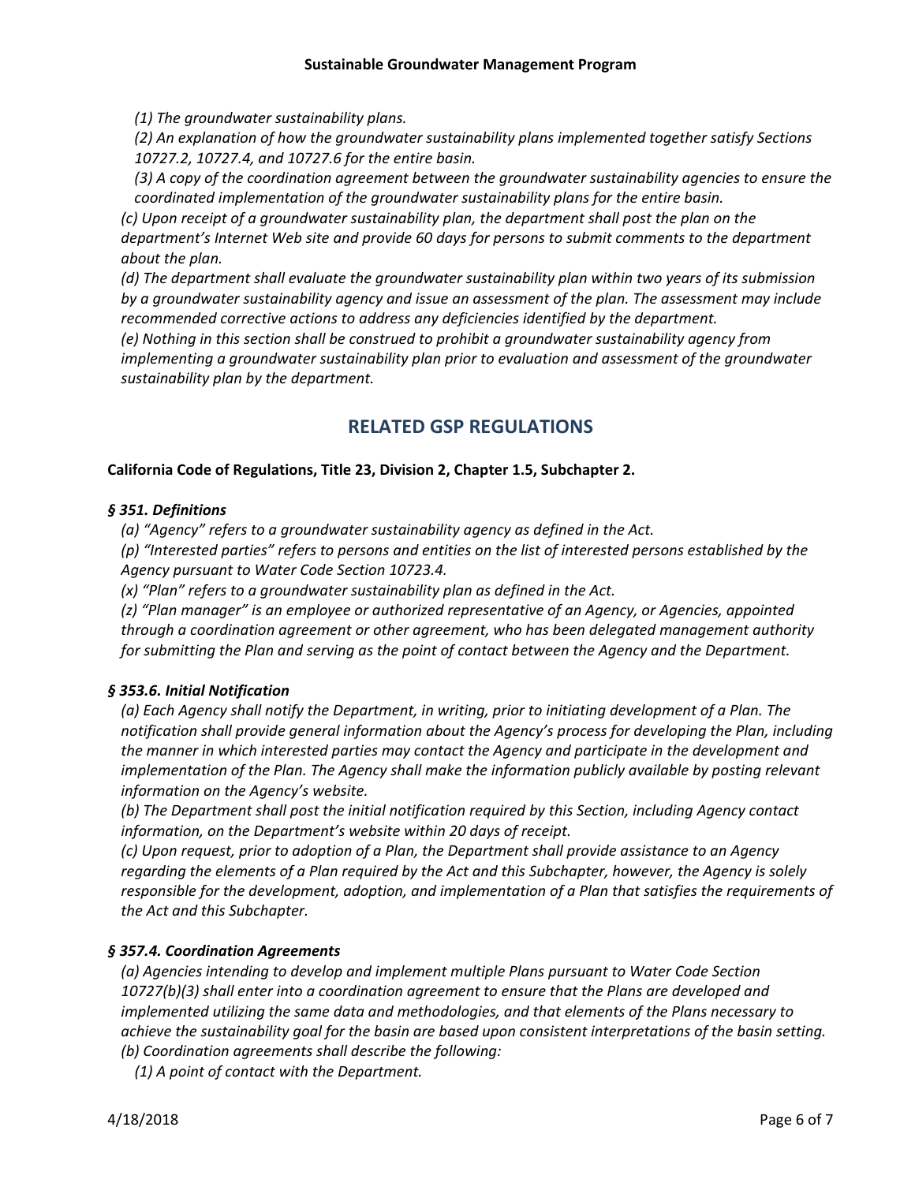*(1) The groundwater sustainability plans.*

*(2) An explanation of how the groundwater sustainability plans implemented together satisfy Sections 10727.2, 10727.4, and 10727.6 for the entire basin.*

*(3) A copy of the coordination agreement between the groundwater sustainability agencies to ensure the coordinated implementation of the groundwater sustainability plans for the entire basin.*

*(c) Upon receipt of a groundwater sustainability plan, the department shall post the plan on the department's Internet Web site and provide 60 days for persons to submit comments to the department about the plan.*

*(d) The department shall evaluate the groundwater sustainability plan within two years of its submission by a groundwater sustainability agency and issue an assessment of the plan. The assessment may include recommended corrective actions to address any deficiencies identified by the department.*

*(e) Nothing in this section shall be construed to prohibit a groundwater sustainability agency from implementing a groundwater sustainability plan prior to evaluation and assessment of the groundwater sustainability plan by the department.*

## RELATED GSP REGULATIONS

**California Code of Regulations, Title 23, Division 2, Chapter 1.5, Subchapter 2.**

### *§ 351. Definitions*

*(a) "Agency" refers to a groundwater sustainability agency as defined in the Act.*

*(p) "Interested parties" refers to persons and entities on the list of interested persons established by the Agency pursuant to Water Code Section 10723.4.*

*(x) "Plan" refers to a groundwater sustainability plan as defined in the Act.*

*(z) "Plan manager" is an employee or authorized representative of an Agency, or Agencies, appointed through a coordination agreement or other agreement, who has been delegated management authority for submitting the Plan and serving as the point of contact between the Agency and the Department.*

### *§ 353.6. Initial Notification*

*(a) Each Agency shall notify the Department, in writing, prior to initiating development of a Plan. The notification shall provide general information about the Agency's process for developing the Plan, including the manner in which interested parties may contact the Agency and participate in the development and implementation of the Plan. The Agency shall make the information publicly available by posting relevant information on the Agency's website.*

*(b) The Department shall post the initial notification required by this Section, including Agency contact information, on the Department's website within 20 days of receipt.*

*(c) Upon request, prior to adoption of a Plan, the Department shall provide assistance to an Agency regarding the elements of a Plan required by the Act and this Subchapter, however, the Agency is solely responsible for the development, adoption, and implementation of a Plan that satisfies the requirements of the Act and this Subchapter.*

### *§ 357.4. Coordination Agreements*

*(a) Agencies intending to develop and implement multiple Plans pursuant to Water Code Section 10727(b)(3) shall enter into a coordination agreement to ensure that the Plans are developed and implemented utilizing the same data and methodologies, and that elements of the Plans necessary to achieve the sustainability goal for the basin are based upon consistent interpretations of the basin setting.*

*(b) Coordination agreements shall describe the following:*

*(1) A point of contact with the Department.*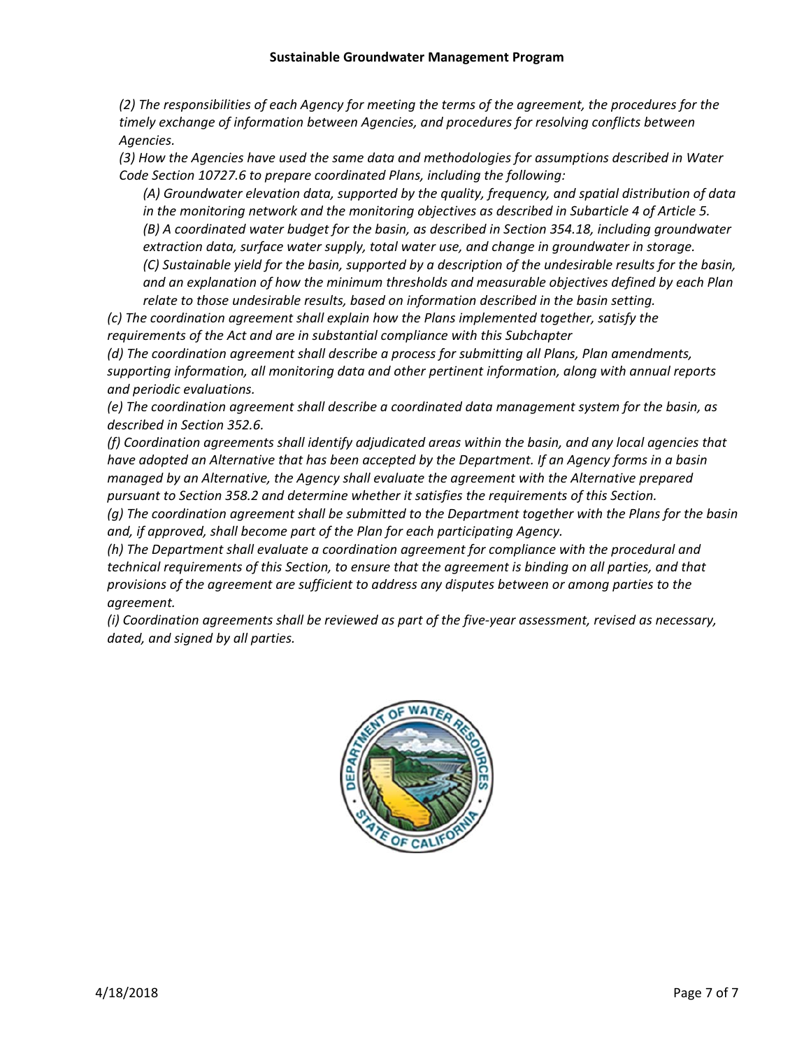*(2) The responsibilities of each Agency for meeting the terms of the agreement, the procedures for the timely exchange of information between Agencies, and procedures for resolving conflicts between Agencies.*

*(3) How the Agencies have used the same data and methodologies for assumptions described in Water Code Section 10727.6 to prepare coordinated Plans, including the following:*

*(A) Groundwater elevation data, supported by the quality, frequency, and spatial distribution of data in the monitoring network and the monitoring objectives as described in Subarticle 4 of Article 5.*

*(B) A coordinated water budget for the basin, as described in Section 354.18, including groundwater extraction data, surface water supply, total water use, and change in groundwater in storage.*

*(C) Sustainable yield for the basin, supported by a description of the undesirable results for the basin, and an explanation of how the minimum thresholds and measurable objectives defined by each Plan relate to those undesirable results, based on information described in the basin setting.*

*(c) The coordination agreement shall explain how the Plans implemented together, satisfy the requirements of the Act and are in substantial compliance with this Subchapter*

*(d) The coordination agreement shall describe a process for submitting all Plans, Plan amendments, supporting information, all monitoring data and other pertinent information, along with annual reports and periodic evaluations.*

*(e) The coordination agreement shall describe a coordinated data management system for the basin, as described in Section 352.6.*

*(f) Coordination agreements shall identify adjudicated areas within the basin, and any local agencies that have adopted an Alternative that has been accepted by the Department. If an Agency forms in a basin managed by an Alternative, the Agency shall evaluate the agreement with the Alternative prepared pursuant to Section 358.2 and determine whether it satisfies the requirements of this Section.*

*(g) The coordination agreement shall be submitted to the Department together with the Plans for the basin and, if approved, shall become part of the Plan for each participating Agency.*

*(h) The Department shall evaluate a coordination agreement for compliance with the procedural and technical requirements of this Section, to ensure that the agreement is binding on all parties, and that provisions of the agreement are sufficient to address any disputes between or among parties to the agreement.*

*(i) Coordination agreements shall be reviewed as part of the five-year assessment, revised as necessary, dated, and signed by all parties.*